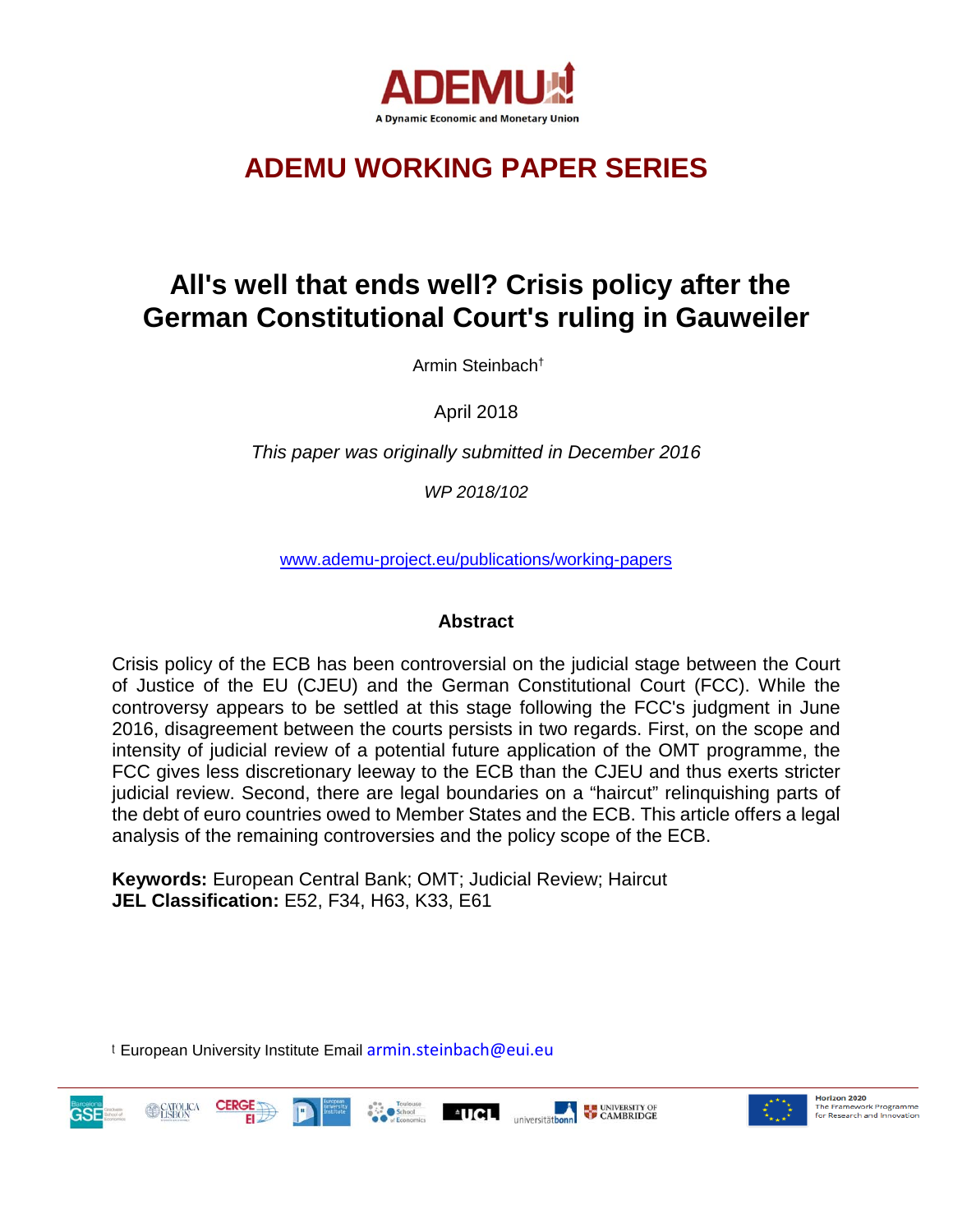ADEMU

A Dynamic Economic and Monetary Union

# ADEMU WORKING PAPER SERIES

# All's well that ends well? Crisis policy after the German Constitutional Court's ruling in Gauweiler

Armin Steinbach[†]

April 2018

*This paper was originally submitted in December 2016*

*WP 2018/102*

www.ademu-project.eu/publications/working-papers

## Abstract

Crisis policy of the ECB has been controversial on the judicial stage between the Court of Justice of the EU (CJEU) and the German Constitutional Court (FCC). While the controversy appears to be settled at this stage following the FCC's judgment in June 2016, disagreement between the courts persists in two regards. First, on the scope and intensity of judicial review of a potential future application of the OMT programme, the FCC gives less discretionary leeway to the ECB than the CJEU and thus exerts stricter judicial review. Second, there are legal boundaries on a "haircut" relinquishing parts of the debt of euro countries owed to Member States and the ECB. This article offers a legal analysis of the remaining controversies and the policy scope of the ECB.

**Keywords:** European Central Bank; OMT; Judicial Review; Haircut
**JEL Classification:** E52, F34, H63, K33, E61

[†] European University Institute Email armin.steinbach@eui.eu

Horizon 2020 The Framework Programme for Research and Innovation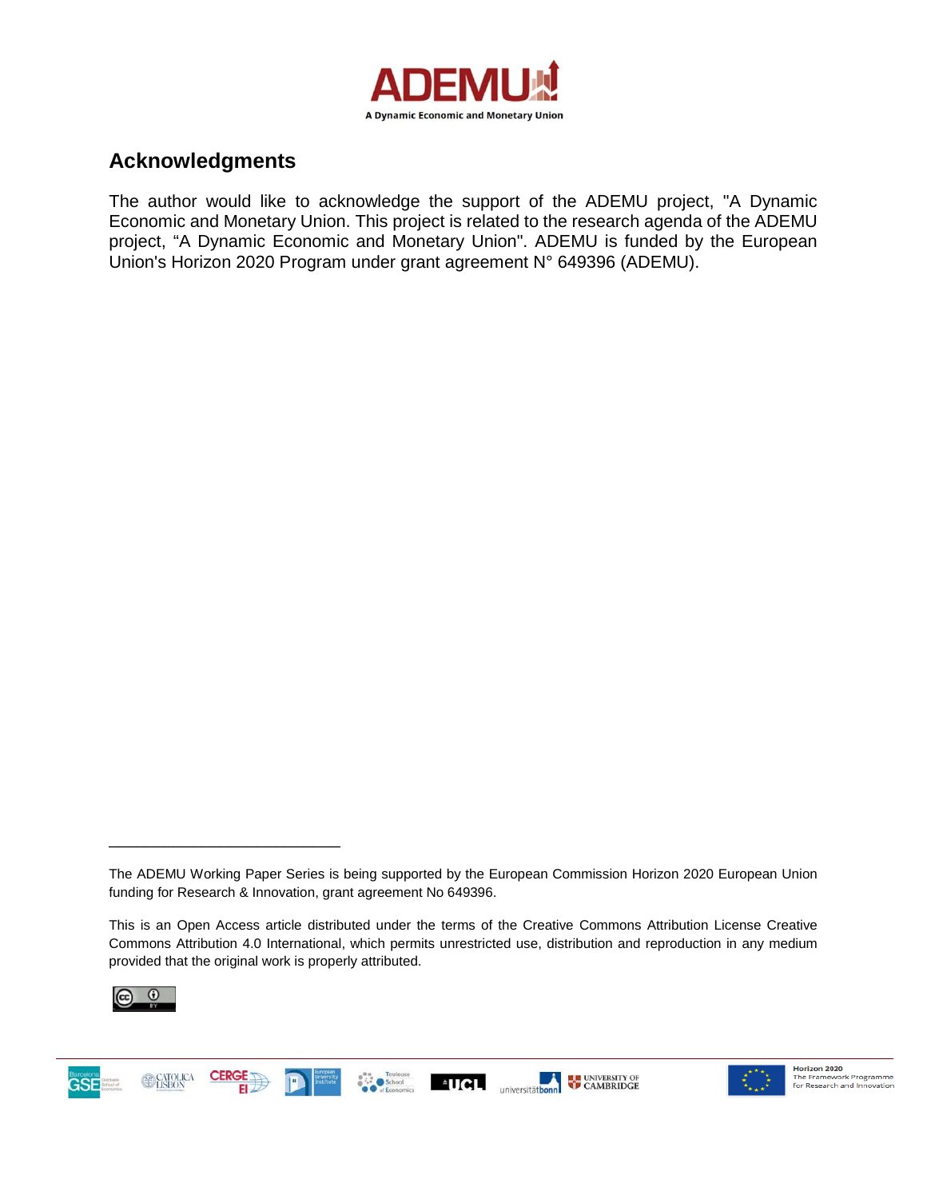## Acknowledgments

The author would like to acknowledge the support of the ADEMU project, "A Dynamic Economic and Monetary Union. This project is related to the research agenda of the ADEMU project, “A Dynamic Economic and Monetary Union". ADEMU is funded by the European Union's Horizon 2020 Program under grant agreement N° 649396 (ADEMU).

---

The ADEMU Working Paper Series is being supported by the European Commission Horizon 2020 European Union funding for Research & Innovation, grant agreement No 649396.

This is an Open Access article distributed under the terms of the Creative Commons Attribution License Creative Commons Attribution 4.0 International, which permits unrestricted use, distribution and reproduction in any medium provided that the original work is properly attributed.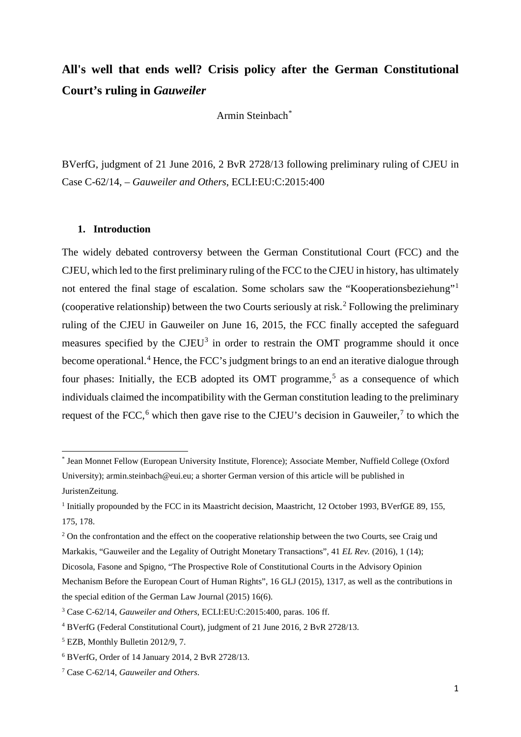# All's well that ends well? Crisis policy after the German Constitutional Court's ruling in *Gauweiler*

Armin Steinbach[*]

BVerfG, judgment of 21 June 2016, 2 BvR 2728/13 following preliminary ruling of CJEU in Case C-62/14, – *Gauweiler and Others*, ECLI:EU:C:2015:400

## 1. Introduction

The widely debated controversy between the German Constitutional Court (FCC) and the CJEU, which led to the first preliminary ruling of the FCC to the CJEU in history, has ultimately not entered the final stage of escalation. Some scholars saw the "Kooperationsbeziehung"[1] (cooperative relationship) between the two Courts seriously at risk.[2] Following the preliminary ruling of the CJEU in Gauweiler on June 16, 2015, the FCC finally accepted the safeguard measures specified by the CJEU[3] in order to restrain the OMT programme should it once become operational.[4] Hence, the FCC's judgment brings to an end an iterative dialogue through four phases: Initially, the ECB adopted its OMT programme,[5] as a consequence of which individuals claimed the incompatibility with the German constitution leading to the preliminary request of the FCC,[6] which then gave rise to the CJEU's decision in Gauweiler,[7] to which the

---

[*] Jean Monnet Fellow (European University Institute, Florence); Associate Member, Nuffield College (Oxford University); armin.steinbach@eui.eu; a shorter German version of this article will be published in JuristenZeitung.

[1] Initially propounded by the FCC in its Maastricht decision, Maastricht, 12 October 1993, BVerfGE 89, 155, 175, 178.

[2] On the confrontation and the effect on the cooperative relationship between the two Courts, see Craig und Markakis, "Gauweiler and the Legality of Outright Monetary Transactions", 41 *EL Rev.* (2016), 1 (14); Dicosola, Fasone and Spigno, "The Prospective Role of Constitutional Courts in the Advisory Opinion Mechanism Before the European Court of Human Rights", 16 GLJ (2015), 1317, as well as the contributions in the special edition of the German Law Journal (2015) 16(6).

[3] Case C-62/14, *Gauweiler and Others*, ECLI:EU:C:2015:400, paras. 106 ff.

[4] BVerfG (Federal Constitutional Court), judgment of 21 June 2016, 2 BvR 2728/13.

[5] EZB, Monthly Bulletin 2012/9, 7.

[6] BVerfG, Order of 14 January 2014, 2 BvR 2728/13.

[7] Case C-62/14, *Gauweiler and Others*.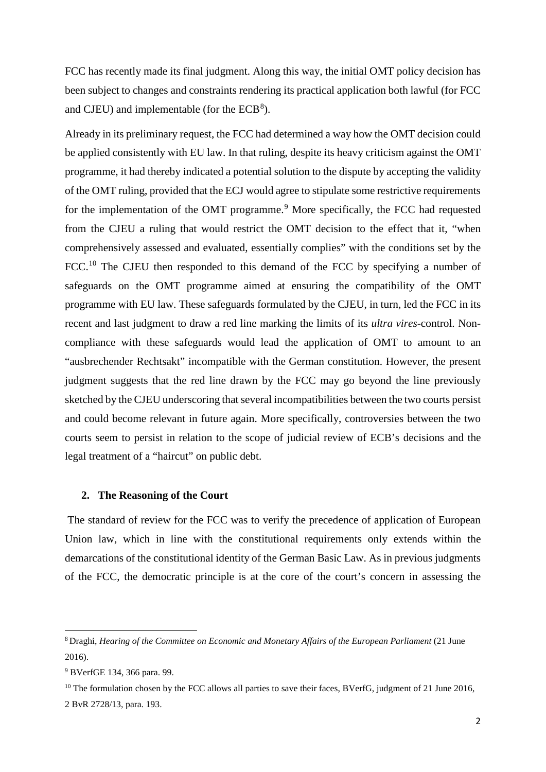FCC has recently made its final judgment. Along this way, the initial OMT policy decision has been subject to changes and constraints rendering its practical application both lawful (for FCC and CJEU) and implementable (for the ECB[8]).

Already in its preliminary request, the FCC had determined a way how the OMT decision could be applied consistently with EU law. In that ruling, despite its heavy criticism against the OMT programme, it had thereby indicated a potential solution to the dispute by accepting the validity of the OMT ruling, provided that the ECJ would agree to stipulate some restrictive requirements for the implementation of the OMT programme.[9] More specifically, the FCC had requested from the CJEU a ruling that would restrict the OMT decision to the effect that it, "when comprehensively assessed and evaluated, essentially complies" with the conditions set by the FCC.[10] The CJEU then responded to this demand of the FCC by specifying a number of safeguards on the OMT programme aimed at ensuring the compatibility of the OMT programme with EU law. These safeguards formulated by the CJEU, in turn, led the FCC in its recent and last judgment to draw a red line marking the limits of its *ultra vires*-control. Non-compliance with these safeguards would lead the application of OMT to amount to an "ausbrechender Rechtsakt" incompatible with the German constitution. However, the present judgment suggests that the red line drawn by the FCC may go beyond the line previously sketched by the CJEU underscoring that several incompatibilities between the two courts persist and could become relevant in future again. More specifically, controversies between the two courts seem to persist in relation to the scope of judicial review of ECB's decisions and the legal treatment of a "haircut" on public debt.

## 2. The Reasoning of the Court

The standard of review for the FCC was to verify the precedence of application of European Union law, which in line with the constitutional requirements only extends within the demarcations of the constitutional identity of the German Basic Law. As in previous judgments of the FCC, the democratic principle is at the core of the court's concern in assessing the

---

[8] Draghi, *Hearing of the Committee on Economic and Monetary Affairs of the European Parliament* (21 June 2016).

[9] BVerfGE 134, 366 para. 99.

[10] The formulation chosen by the FCC allows all parties to save their faces, BVerfG, judgment of 21 June 2016, 2 BvR 2728/13, para. 193.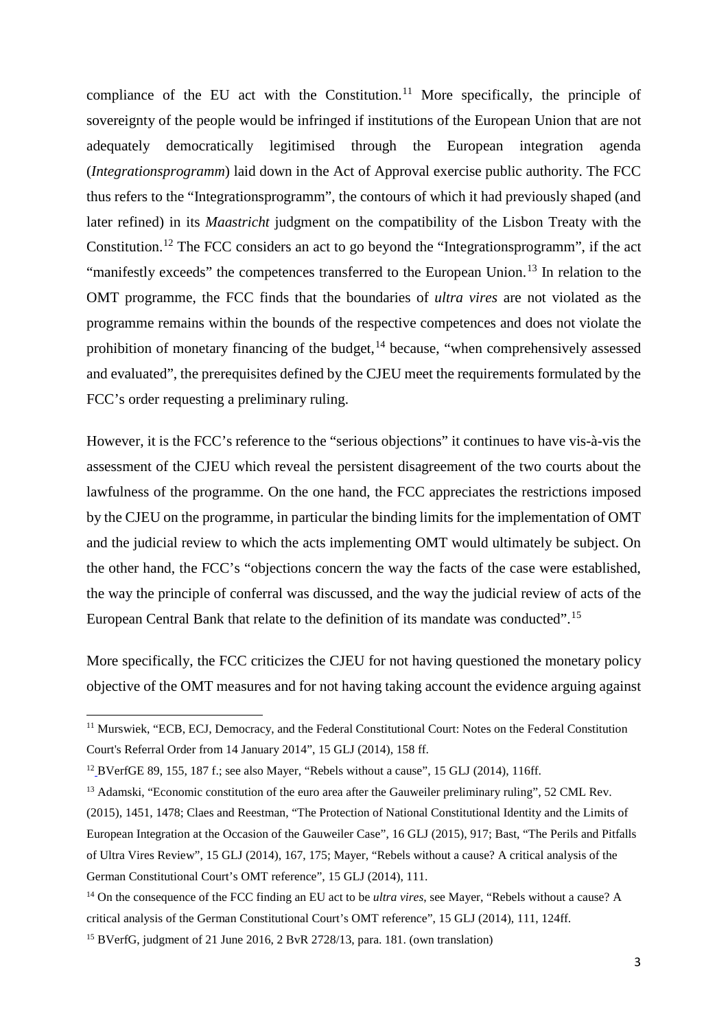compliance of the EU act with the Constitution.[11] More specifically, the principle of sovereignty of the people would be infringed if institutions of the European Union that are not adequately democratically legitimised through the European integration agenda (*Integrationsprogramm*) laid down in the Act of Approval exercise public authority. The FCC thus refers to the "Integrationsprogramm", the contours of which it had previously shaped (and later refined) in its *Maastricht* judgment on the compatibility of the Lisbon Treaty with the Constitution.[12] The FCC considers an act to go beyond the "Integrationsprogramm", if the act "manifestly exceeds" the competences transferred to the European Union.[13] In relation to the OMT programme, the FCC finds that the boundaries of *ultra vires* are not violated as the programme remains within the bounds of the respective competences and does not violate the prohibition of monetary financing of the budget,[14] because, "when comprehensively assessed and evaluated", the prerequisites defined by the CJEU meet the requirements formulated by the FCC's order requesting a preliminary ruling.

However, it is the FCC's reference to the "serious objections" it continues to have vis-à-vis the assessment of the CJEU which reveal the persistent disagreement of the two courts about the lawfulness of the programme. On the one hand, the FCC appreciates the restrictions imposed by the CJEU on the programme, in particular the binding limits for the implementation of OMT and the judicial review to which the acts implementing OMT would ultimately be subject. On the other hand, the FCC's "objections concern the way the facts of the case were established, the way the principle of conferral was discussed, and the way the judicial review of acts of the European Central Bank that relate to the definition of its mandate was conducted".[15]

More specifically, the FCC criticizes the CJEU for not having questioned the monetary policy objective of the OMT measures and for not having taking account the evidence arguing against

---

[11] Murswiek, "ECB, ECJ, Democracy, and the Federal Constitutional Court: Notes on the Federal Constitution Court's Referral Order from 14 January 2014", 15 GLJ (2014), 158 ff.

[12] BVerfGE 89, 155, 187 f.; see also Mayer, "Rebels without a cause", 15 GLJ (2014), 116ff.

[13] Adamski, "Economic constitution of the euro area after the Gauweiler preliminary ruling", 52 CML Rev. (2015), 1451, 1478; Claes and Reestman, "The Protection of National Constitutional Identity and the Limits of European Integration at the Occasion of the Gauweiler Case", 16 GLJ (2015), 917; Bast, "The Perils and Pitfalls of Ultra Vires Review", 15 GLJ (2014), 167, 175; Mayer, "Rebels without a cause? A critical analysis of the German Constitutional Court's OMT reference", 15 GLJ (2014), 111.

[14] On the consequence of the FCC finding an EU act to be *ultra vires*, see Mayer, "Rebels without a cause? A critical analysis of the German Constitutional Court's OMT reference", 15 GLJ (2014), 111, 124ff.

[15] BVerfG, judgment of 21 June 2016, 2 BvR 2728/13, para. 181. (own translation)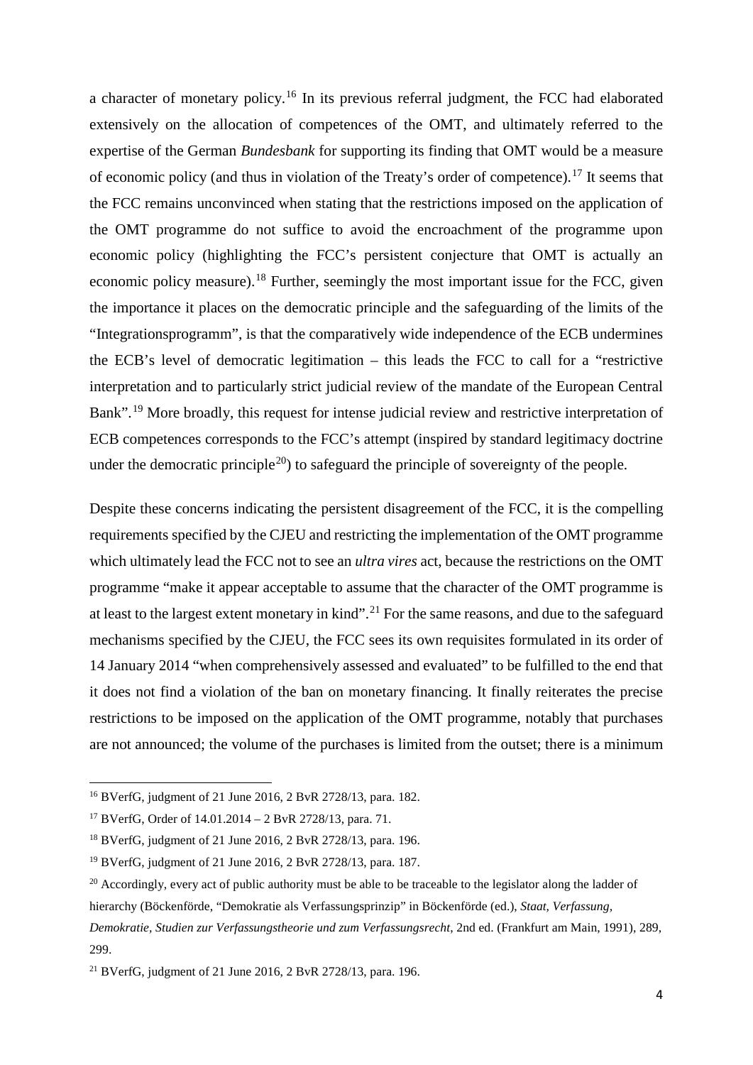a character of monetary policy.[16] In its previous referral judgment, the FCC had elaborated extensively on the allocation of competences of the OMT, and ultimately referred to the expertise of the German *Bundesbank* for supporting its finding that OMT would be a measure of economic policy (and thus in violation of the Treaty's order of competence).[17] It seems that the FCC remains unconvinced when stating that the restrictions imposed on the application of the OMT programme do not suffice to avoid the encroachment of the programme upon economic policy (highlighting the FCC's persistent conjecture that OMT is actually an economic policy measure).[18] Further, seemingly the most important issue for the FCC, given the importance it places on the democratic principle and the safeguarding of the limits of the "Integrationsprogramm", is that the comparatively wide independence of the ECB undermines the ECB's level of democratic legitimation – this leads the FCC to call for a "restrictive interpretation and to particularly strict judicial review of the mandate of the European Central Bank".[19] More broadly, this request for intense judicial review and restrictive interpretation of ECB competences corresponds to the FCC's attempt (inspired by standard legitimacy doctrine under the democratic principle[20]) to safeguard the principle of sovereignty of the people.

Despite these concerns indicating the persistent disagreement of the FCC, it is the compelling requirements specified by the CJEU and restricting the implementation of the OMT programme which ultimately lead the FCC not to see an *ultra vires* act, because the restrictions on the OMT programme "make it appear acceptable to assume that the character of the OMT programme is at least to the largest extent monetary in kind".[21] For the same reasons, and due to the safeguard mechanisms specified by the CJEU, the FCC sees its own requisites formulated in its order of 14 January 2014 "when comprehensively assessed and evaluated" to be fulfilled to the end that it does not find a violation of the ban on monetary financing. It finally reiterates the precise restrictions to be imposed on the application of the OMT programme, notably that purchases are not announced; the volume of the purchases is limited from the outset; there is a minimum

---

[16] BVerfG, judgment of 21 June 2016, 2 BvR 2728/13, para. 182.

[17] BVerfG, Order of 14.01.2014 – 2 BvR 2728/13, para. 71.

[18] BVerfG, judgment of 21 June 2016, 2 BvR 2728/13, para. 196.

[19] BVerfG, judgment of 21 June 2016, 2 BvR 2728/13, para. 187.

[20] Accordingly, every act of public authority must be able to be traceable to the legislator along the ladder of hierarchy (Böckenförde, "Demokratie als Verfassungsprinzip" in Böckenförde (ed.), *Staat, Verfassung, Demokratie, Studien zur Verfassungstheorie und zum Verfassungsrecht*, 2nd ed. (Frankfurt am Main, 1991), 289, 299.

[21] BVerfG, judgment of 21 June 2016, 2 BvR 2728/13, para. 196.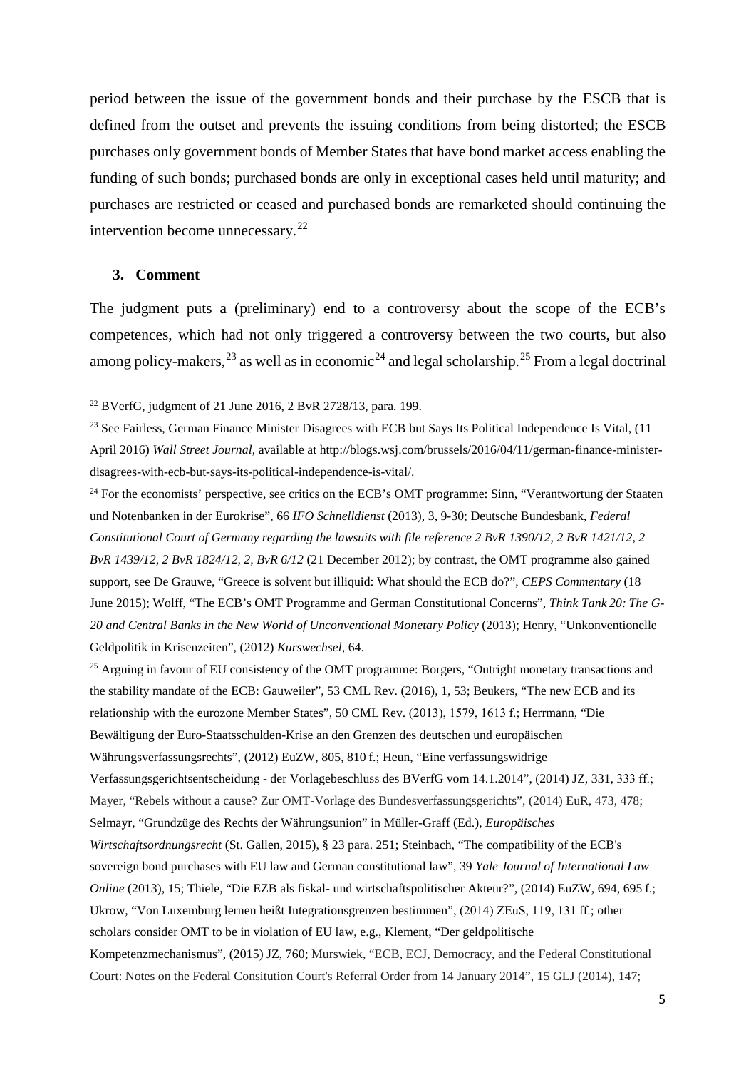period between the issue of the government bonds and their purchase by the ESCB that is defined from the outset and prevents the issuing conditions from being distorted; the ESCB purchases only government bonds of Member States that have bond market access enabling the funding of such bonds; purchased bonds are only in exceptional cases held until maturity; and purchases are restricted or ceased and purchased bonds are remarketed should continuing the intervention become unnecessary.[22]

## 3. Comment

The judgment puts a (preliminary) end to a controversy about the scope of the ECB's competences, which had not only triggered a controversy between the two courts, but also among policy-makers,[23] as well as in economic[24] and legal scholarship.[25] From a legal doctrinal

---

[22] BVerfG, judgment of 21 June 2016, 2 BvR 2728/13, para. 199.

[23] See Fairless, German Finance Minister Disagrees with ECB but Says Its Political Independence Is Vital, (11 April 2016) *Wall Street Journal*, available at http://blogs.wsj.com/brussels/2016/04/11/german-finance-minister-disagrees-with-ecb-but-says-its-political-independence-is-vital/.

[24] For the economists' perspective, see critics on the ECB's OMT programme: Sinn, "Verantwortung der Staaten und Notenbanken in der Eurokrise", 66 *IFO Schnelldienst* (2013), 3, 9-30; Deutsche Bundesbank, *Federal Constitutional Court of Germany regarding the lawsuits with file reference 2 BvR 1390/12, 2 BvR 1421/12, 2 BvR 1439/12, 2 BvR 1824/12, 2, BvR 6/12* (21 December 2012); by contrast, the OMT programme also gained support, see De Grauwe, "Greece is solvent but illiquid: What should the ECB do?", *CEPS Commentary* (18 June 2015); Wolff, "The ECB's OMT Programme and German Constitutional Concerns", *Think Tank 20: The G-20 and Central Banks in the New World of Unconventional Monetary Policy* (2013); Henry, "Unkonventionelle Geldpolitik in Krisenzeiten", (2012) *Kurswechsel*, 64.

[25] Arguing in favour of EU consistency of the OMT programme: Borgers, "Outright monetary transactions and the stability mandate of the ECB: Gauweiler", 53 CML Rev. (2016), 1, 53; Beukers, "The new ECB and its relationship with the eurozone Member States", 50 CML Rev. (2013), 1579, 1613 f.; Herrmann, "Die Bewältigung der Euro-Staatsschulden-Krise an den Grenzen des deutschen und europäischen Währungsverfassungsrechts", (2012) EuZW, 805, 810 f.; Heun, "Eine verfassungswidrige Verfassungsgerichtsentscheidung - der Vorlagebeschluss des BVerfG vom 14.1.2014", (2014) JZ, 331, 333 ff.; Mayer, "Rebels without a cause? Zur OMT-Vorlage des Bundesverfassungsgerichts", (2014) EuR, 473, 478; Selmayr, "Grundzüge des Rechts der Währungsunion" in Müller-Graff (Ed.), *Europäisches Wirtschaftsordnungsrecht* (St. Gallen, 2015), § 23 para. 251; Steinbach, "The compatibility of the ECB's sovereign bond purchases with EU law and German constitutional law", 39 *Yale Journal of International Law Online* (2013), 15; Thiele, "Die EZB als fiskal- und wirtschaftspolitischer Akteur?", (2014) EuZW, 694, 695 f.; Ukrow, "Von Luxemburg lernen heißt Integrationsgrenzen bestimmen", (2014) ZEuS, 119, 131 ff.; other scholars consider OMT to be in violation of EU law, e.g., Klement, "Der geldpolitische Kompetenzmechanismus", (2015) JZ, 760; Murswiek, "ECB, ECJ, Democracy, and the Federal Constitutional Court: Notes on the Federal Consitution Court's Referral Order from 14 January 2014", 15 GLJ (2014), 147;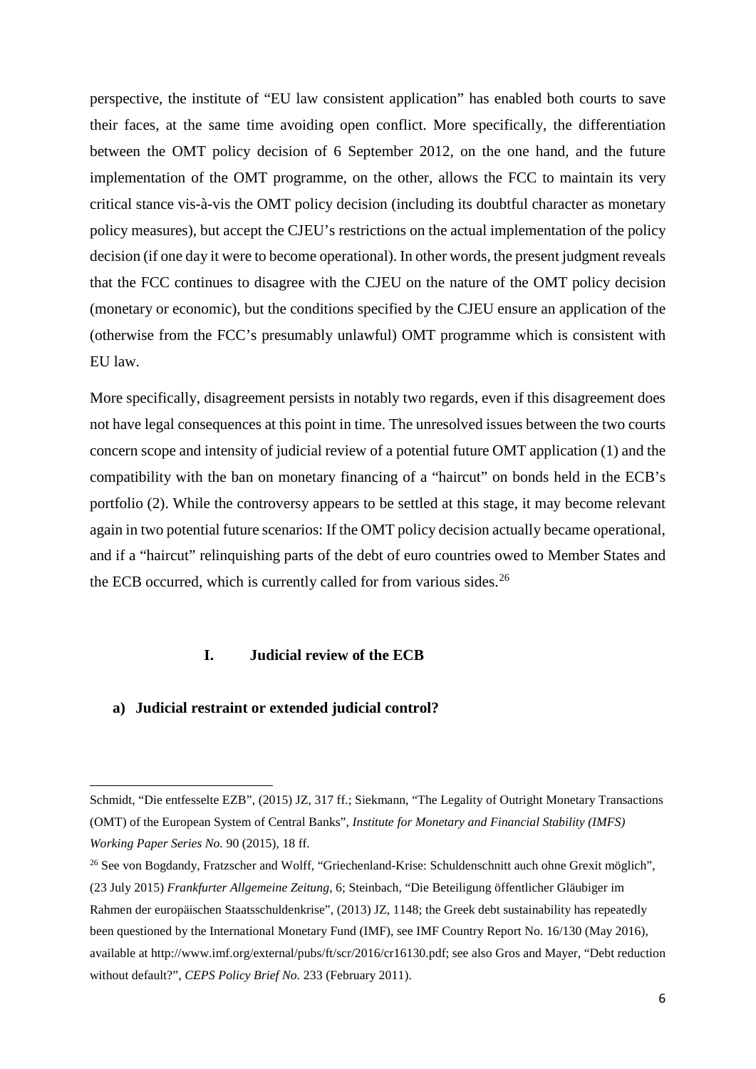perspective, the institute of "EU law consistent application" has enabled both courts to save their faces, at the same time avoiding open conflict. More specifically, the differentiation between the OMT policy decision of 6 September 2012, on the one hand, and the future implementation of the OMT programme, on the other, allows the FCC to maintain its very critical stance vis-à-vis the OMT policy decision (including its doubtful character as monetary policy measures), but accept the CJEU's restrictions on the actual implementation of the policy decision (if one day it were to become operational). In other words, the present judgment reveals that the FCC continues to disagree with the CJEU on the nature of the OMT policy decision (monetary or economic), but the conditions specified by the CJEU ensure an application of the (otherwise from the FCC's presumably unlawful) OMT programme which is consistent with EU law.

More specifically, disagreement persists in notably two regards, even if this disagreement does not have legal consequences at this point in time. The unresolved issues between the two courts concern scope and intensity of judicial review of a potential future OMT application (1) and the compatibility with the ban on monetary financing of a "haircut" on bonds held in the ECB's portfolio (2). While the controversy appears to be settled at this stage, it may become relevant again in two potential future scenarios: If the OMT policy decision actually became operational, and if a "haircut" relinquishing parts of the debt of euro countries owed to Member States and the ECB occurred, which is currently called for from various sides.[26]

## I. Judicial review of the ECB

### a) Judicial restraint or extended judicial control?

---

Schmidt, "Die entfesselte EZB", (2015) JZ, 317 ff.; Siekmann, "The Legality of Outright Monetary Transactions (OMT) of the European System of Central Banks", *Institute for Monetary and Financial Stability (IMFS) Working Paper Series No.* 90 (2015), 18 ff.

[26] See von Bogdandy, Fratzscher and Wolff, "Griechenland-Krise: Schuldenschnitt auch ohne Grexit möglich", (23 July 2015) *Frankfurter Allgemeine Zeitung*, 6; Steinbach, "Die Beteiligung öffentlicher Gläubiger im Rahmen der europäischen Staatsschuldenkrise", (2013) JZ, 1148; the Greek debt sustainability has repeatedly been questioned by the International Monetary Fund (IMF), see IMF Country Report No. 16/130 (May 2016), available at http://www.imf.org/external/pubs/ft/scr/2016/cr16130.pdf; see also Gros and Mayer, "Debt reduction without default?", *CEPS Policy Brief No.* 233 (February 2011).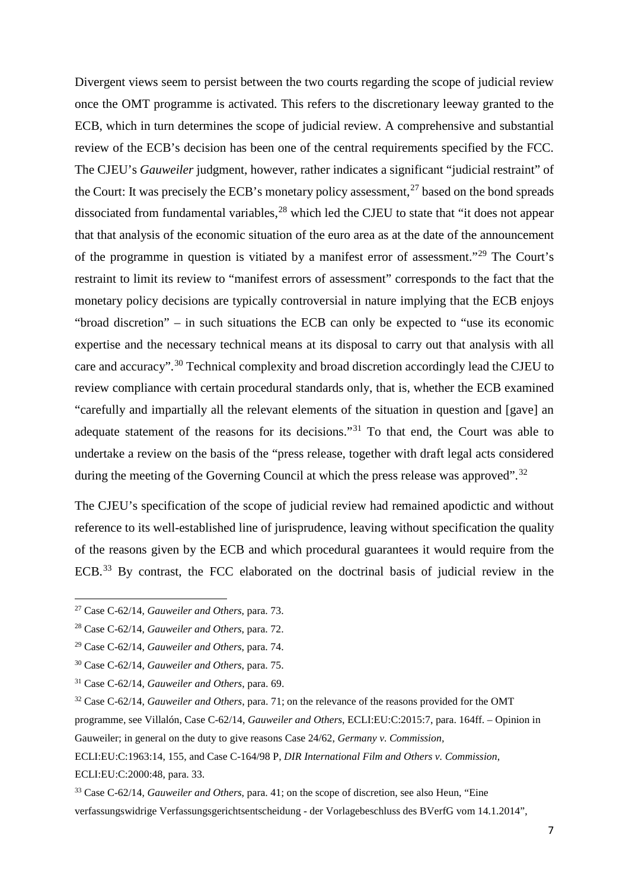Divergent views seem to persist between the two courts regarding the scope of judicial review once the OMT programme is activated. This refers to the discretionary leeway granted to the ECB, which in turn determines the scope of judicial review. A comprehensive and substantial review of the ECB's decision has been one of the central requirements specified by the FCC. The CJEU's *Gauweiler* judgment, however, rather indicates a significant "judicial restraint" of the Court: It was precisely the ECB's monetary policy assessment,[27] based on the bond spreads dissociated from fundamental variables,[28] which led the CJEU to state that "it does not appear that that analysis of the economic situation of the euro area as at the date of the announcement of the programme in question is vitiated by a manifest error of assessment."[29] The Court's restraint to limit its review to "manifest errors of assessment" corresponds to the fact that the monetary policy decisions are typically controversial in nature implying that the ECB enjoys "broad discretion" – in such situations the ECB can only be expected to "use its economic expertise and the necessary technical means at its disposal to carry out that analysis with all care and accuracy".[30] Technical complexity and broad discretion accordingly lead the CJEU to review compliance with certain procedural standards only, that is, whether the ECB examined "carefully and impartially all the relevant elements of the situation in question and [gave] an adequate statement of the reasons for its decisions."[31] To that end, the Court was able to undertake a review on the basis of the "press release, together with draft legal acts considered during the meeting of the Governing Council at which the press release was approved".[32]

The CJEU's specification of the scope of judicial review had remained apodictic and without reference to its well-established line of jurisprudence, leaving without specification the quality of the reasons given by the ECB and which procedural guarantees it would require from the ECB.[33] By contrast, the FCC elaborated on the doctrinal basis of judicial review in the

---

[27] Case C-62/14, *Gauweiler and Others*, para. 73.

[28] Case C-62/14, *Gauweiler and Others*, para. 72.

[29] Case C-62/14, *Gauweiler and Others*, para. 74.

[30] Case C-62/14, *Gauweiler and Others*, para. 75.

[31] Case C-62/14, *Gauweiler and Others*, para. 69.

[32] Case C-62/14, *Gauweiler and Others*, para. 71; on the relevance of the reasons provided for the OMT programme, see Villalón, Case C-62/14, *Gauweiler and Others*, ECLI:EU:C:2015:7, para. 164ff. – Opinion in Gauweiler; in general on the duty to give reasons Case 24/62, *Germany v. Commission*, ECLI:EU:C:1963:14, 155, and Case C-164/98 P, *DIR International Film and Others v. Commission*, ECLI:EU:C:2000:48, para. 33.

[33] Case C-62/14, *Gauweiler and Others*, para. 41; on the scope of discretion, see also Heun, "Eine verfassungswidrige Verfassungsgerichtsentscheidung - der Vorlagebeschluss des BVerfG vom 14.1.2014",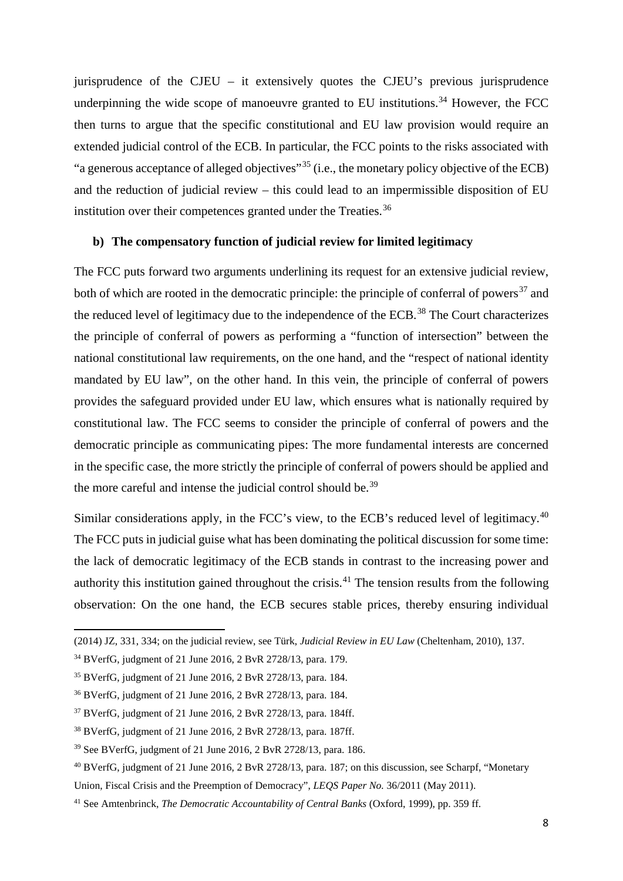jurisprudence of the CJEU – it extensively quotes the CJEU's previous jurisprudence underpinning the wide scope of manoeuvre granted to EU institutions.[34] However, the FCC then turns to argue that the specific constitutional and EU law provision would require an extended judicial control of the ECB. In particular, the FCC points to the risks associated with "a generous acceptance of alleged objectives"[35] (i.e., the monetary policy objective of the ECB) and the reduction of judicial review – this could lead to an impermissible disposition of EU institution over their competences granted under the Treaties.[36]

### b) The compensatory function of judicial review for limited legitimacy

The FCC puts forward two arguments underlining its request for an extensive judicial review, both of which are rooted in the democratic principle: the principle of conferral of powers[37] and the reduced level of legitimacy due to the independence of the ECB.[38] The Court characterizes the principle of conferral of powers as performing a "function of intersection" between the national constitutional law requirements, on the one hand, and the "respect of national identity mandated by EU law", on the other hand. In this vein, the principle of conferral of powers provides the safeguard provided under EU law, which ensures what is nationally required by constitutional law. The FCC seems to consider the principle of conferral of powers and the democratic principle as communicating pipes: The more fundamental interests are concerned in the specific case, the more strictly the principle of conferral of powers should be applied and the more careful and intense the judicial control should be.[39]

Similar considerations apply, in the FCC's view, to the ECB's reduced level of legitimacy.[40] The FCC puts in judicial guise what has been dominating the political discussion for some time: the lack of democratic legitimacy of the ECB stands in contrast to the increasing power and authority this institution gained throughout the crisis.[41] The tension results from the following observation: On the one hand, the ECB secures stable prices, thereby ensuring individual

---

(2014) JZ, 331, 334; on the judicial review, see Türk, *Judicial Review in EU Law* (Cheltenham, 2010), 137.

[34] BVerfG, judgment of 21 June 2016, 2 BvR 2728/13, para. 179.

[35] BVerfG, judgment of 21 June 2016, 2 BvR 2728/13, para. 184.

[36] BVerfG, judgment of 21 June 2016, 2 BvR 2728/13, para. 184.

[37] BVerfG, judgment of 21 June 2016, 2 BvR 2728/13, para. 184ff.

[38] BVerfG, judgment of 21 June 2016, 2 BvR 2728/13, para. 187ff.

[39] See BVerfG, judgment of 21 June 2016, 2 BvR 2728/13, para. 186.

[40] BVerfG, judgment of 21 June 2016, 2 BvR 2728/13, para. 187; on this discussion, see Scharpf, "Monetary Union, Fiscal Crisis and the Preemption of Democracy", *LEQS Paper No.* 36/2011 (May 2011).

[41] See Amtenbrinck, *The Democratic Accountability of Central Banks* (Oxford, 1999), pp. 359 ff.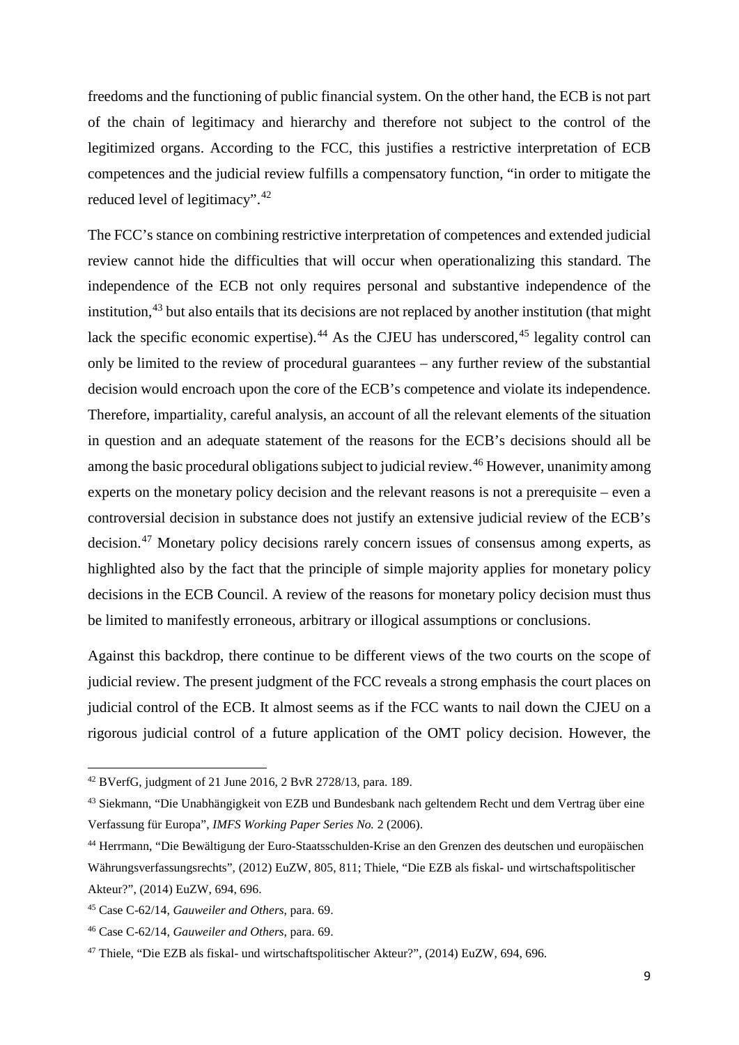freedoms and the functioning of public financial system. On the other hand, the ECB is not part of the chain of legitimacy and hierarchy and therefore not subject to the control of the legitimized organs. According to the FCC, this justifies a restrictive interpretation of ECB competences and the judicial review fulfills a compensatory function, "in order to mitigate the reduced level of legitimacy".[42]

The FCC's stance on combining restrictive interpretation of competences and extended judicial review cannot hide the difficulties that will occur when operationalizing this standard. The independence of the ECB not only requires personal and substantive independence of the institution,[43] but also entails that its decisions are not replaced by another institution (that might lack the specific economic expertise).[44] As the CJEU has underscored,[45] legality control can only be limited to the review of procedural guarantees – any further review of the substantial decision would encroach upon the core of the ECB's competence and violate its independence. Therefore, impartiality, careful analysis, an account of all the relevant elements of the situation in question and an adequate statement of the reasons for the ECB's decisions should all be among the basic procedural obligations subject to judicial review.[46] However, unanimity among experts on the monetary policy decision and the relevant reasons is not a prerequisite – even a controversial decision in substance does not justify an extensive judicial review of the ECB's decision.[47] Monetary policy decisions rarely concern issues of consensus among experts, as highlighted also by the fact that the principle of simple majority applies for monetary policy decisions in the ECB Council. A review of the reasons for monetary policy decision must thus be limited to manifestly erroneous, arbitrary or illogical assumptions or conclusions.

Against this backdrop, there continue to be different views of the two courts on the scope of judicial review. The present judgment of the FCC reveals a strong emphasis the court places on judicial control of the ECB. It almost seems as if the FCC wants to nail down the CJEU on a rigorous judicial control of a future application of the OMT policy decision. However, the

---

[42] BVerfG, judgment of 21 June 2016, 2 BvR 2728/13, para. 189.

[43] Siekmann, "Die Unabhängigkeit von EZB und Bundesbank nach geltendem Recht und dem Vertrag über eine Verfassung für Europa", *IMFS Working Paper Series No.* 2 (2006).

[44] Herrmann, "Die Bewältigung der Euro-Staatsschulden-Krise an den Grenzen des deutschen und europäischen Währungsverfassungsrechts", (2012) EuZW, 805, 811; Thiele, "Die EZB als fiskal- und wirtschaftspolitischer Akteur?", (2014) EuZW, 694, 696.

[45] Case C-62/14, *Gauweiler and Others*, para. 69.

[46] Case C-62/14, *Gauweiler and Others*, para. 69.

[47] Thiele, "Die EZB als fiskal- und wirtschaftspolitischer Akteur?", (2014) EuZW, 694, 696.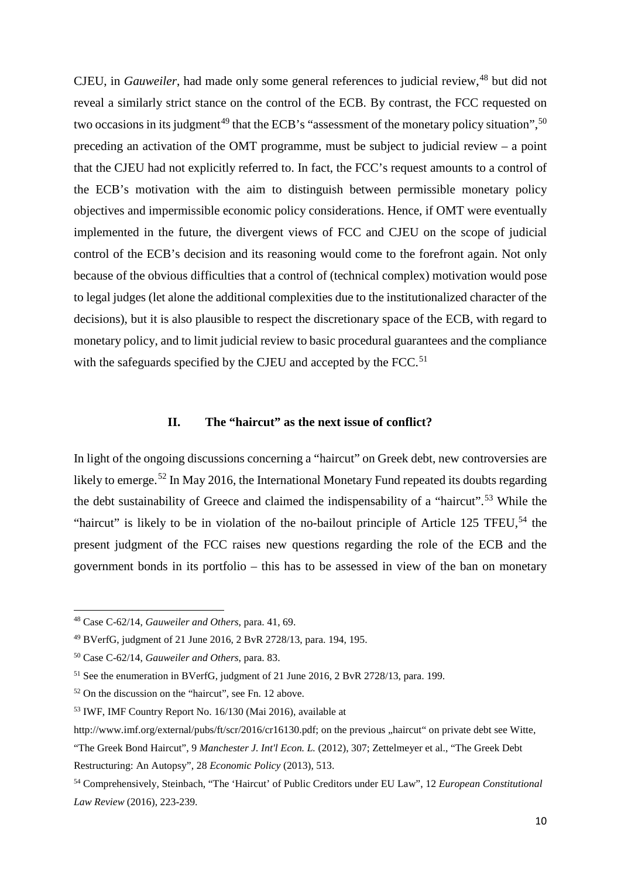CJEU, in *Gauweiler*, had made only some general references to judicial review,[48] but did not reveal a similarly strict stance on the control of the ECB. By contrast, the FCC requested on two occasions in its judgment[49] that the ECB's "assessment of the monetary policy situation",[50] preceding an activation of the OMT programme, must be subject to judicial review – a point that the CJEU had not explicitly referred to. In fact, the FCC's request amounts to a control of the ECB's motivation with the aim to distinguish between permissible monetary policy objectives and impermissible economic policy considerations. Hence, if OMT were eventually implemented in the future, the divergent views of FCC and CJEU on the scope of judicial control of the ECB's decision and its reasoning would come to the forefront again. Not only because of the obvious difficulties that a control of (technical complex) motivation would pose to legal judges (let alone the additional complexities due to the institutionalized character of the decisions), but it is also plausible to respect the discretionary space of the ECB, with regard to monetary policy, and to limit judicial review to basic procedural guarantees and the compliance with the safeguards specified by the CJEU and accepted by the FCC.[51]

## II. The "haircut" as the next issue of conflict?

In light of the ongoing discussions concerning a "haircut" on Greek debt, new controversies are likely to emerge.[52] In May 2016, the International Monetary Fund repeated its doubts regarding the debt sustainability of Greece and claimed the indispensability of a "haircut".[53] While the "haircut" is likely to be in violation of the no-bailout principle of Article 125 TFEU,[54] the present judgment of the FCC raises new questions regarding the role of the ECB and the government bonds in its portfolio – this has to be assessed in view of the ban on monetary

---

[48] Case C-62/14, *Gauweiler and Others*, para. 41, 69.

[49] BVerfG, judgment of 21 June 2016, 2 BvR 2728/13, para. 194, 195.

[50] Case C-62/14, *Gauweiler and Others*, para. 83.

[51] See the enumeration in BVerfG, judgment of 21 June 2016, 2 BvR 2728/13, para. 199.

[52] On the discussion on the "haircut", see Fn. 12 above.

[53] IWF, IMF Country Report No. 16/130 (Mai 2016), available at http://www.imf.org/external/pubs/ft/scr/2016/cr16130.pdf; on the previous „haircut" on private debt see Witte, "The Greek Bond Haircut", 9 *Manchester J. Int'l Econ. L.* (2012), 307; Zettelmeyer et al., "The Greek Debt Restructuring: An Autopsy", 28 *Economic Policy* (2013), 513.

[54] Comprehensively, Steinbach, "The 'Haircut' of Public Creditors under EU Law", 12 *European Constitutional Law Review* (2016), 223-239.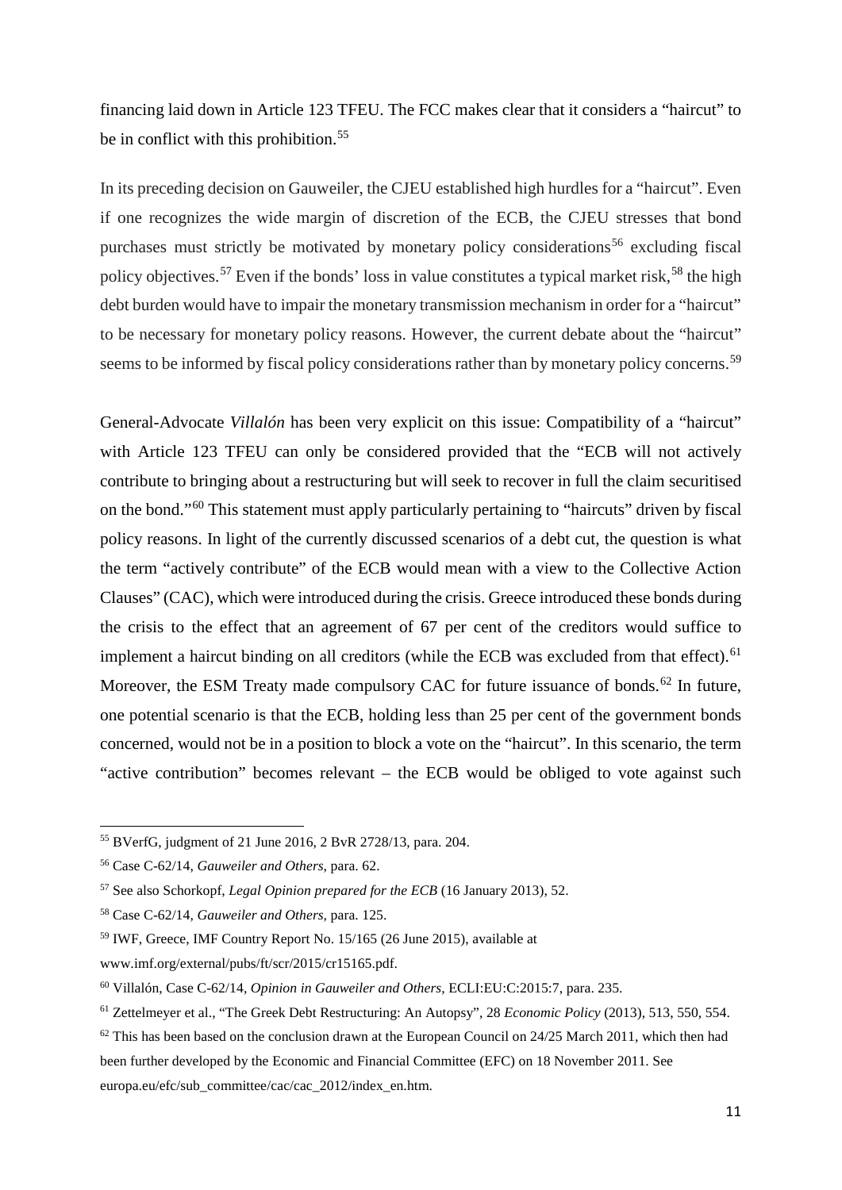financing laid down in Article 123 TFEU. The FCC makes clear that it considers a "haircut" to be in conflict with this prohibition.[55]

In its preceding decision on Gauweiler, the CJEU established high hurdles for a "haircut". Even if one recognizes the wide margin of discretion of the ECB, the CJEU stresses that bond purchases must strictly be motivated by monetary policy considerations[56] excluding fiscal policy objectives.[57] Even if the bonds' loss in value constitutes a typical market risk,[58] the high debt burden would have to impair the monetary transmission mechanism in order for a "haircut" to be necessary for monetary policy reasons. However, the current debate about the "haircut" seems to be informed by fiscal policy considerations rather than by monetary policy concerns.[59]

General-Advocate *Villalón* has been very explicit on this issue: Compatibility of a "haircut" with Article 123 TFEU can only be considered provided that the "ECB will not actively contribute to bringing about a restructuring but will seek to recover in full the claim securitised on the bond."[60] This statement must apply particularly pertaining to "haircuts" driven by fiscal policy reasons. In light of the currently discussed scenarios of a debt cut, the question is what the term "actively contribute" of the ECB would mean with a view to the Collective Action Clauses" (CAC), which were introduced during the crisis. Greece introduced these bonds during the crisis to the effect that an agreement of 67 per cent of the creditors would suffice to implement a haircut binding on all creditors (while the ECB was excluded from that effect).[61] Moreover, the ESM Treaty made compulsory CAC for future issuance of bonds.[62] In future, one potential scenario is that the ECB, holding less than 25 per cent of the government bonds concerned, would not be in a position to block a vote on the "haircut". In this scenario, the term "active contribution" becomes relevant – the ECB would be obliged to vote against such

---

[55] BVerfG, judgment of 21 June 2016, 2 BvR 2728/13, para. 204.

[56] Case C-62/14, *Gauweiler and Others*, para. 62.

[57] See also Schorkopf, *Legal Opinion prepared for the ECB* (16 January 2013), 52.

[58] Case C-62/14, *Gauweiler and Others*, para. 125.

[59] IWF, Greece, IMF Country Report No. 15/165 (26 June 2015), available at www.imf.org/external/pubs/ft/scr/2015/cr15165.pdf.

[60] Villalón, Case C-62/14, *Opinion in Gauweiler and Others*, ECLI:EU:C:2015:7, para. 235.

[61] Zettelmeyer et al., "The Greek Debt Restructuring: An Autopsy", 28 *Economic Policy* (2013), 513, 550, 554.

[62] This has been based on the conclusion drawn at the European Council on 24/25 March 2011, which then had been further developed by the Economic and Financial Committee (EFC) on 18 November 2011. See europa.eu/efc/sub_committee/cac/cac_2012/index_en.htm.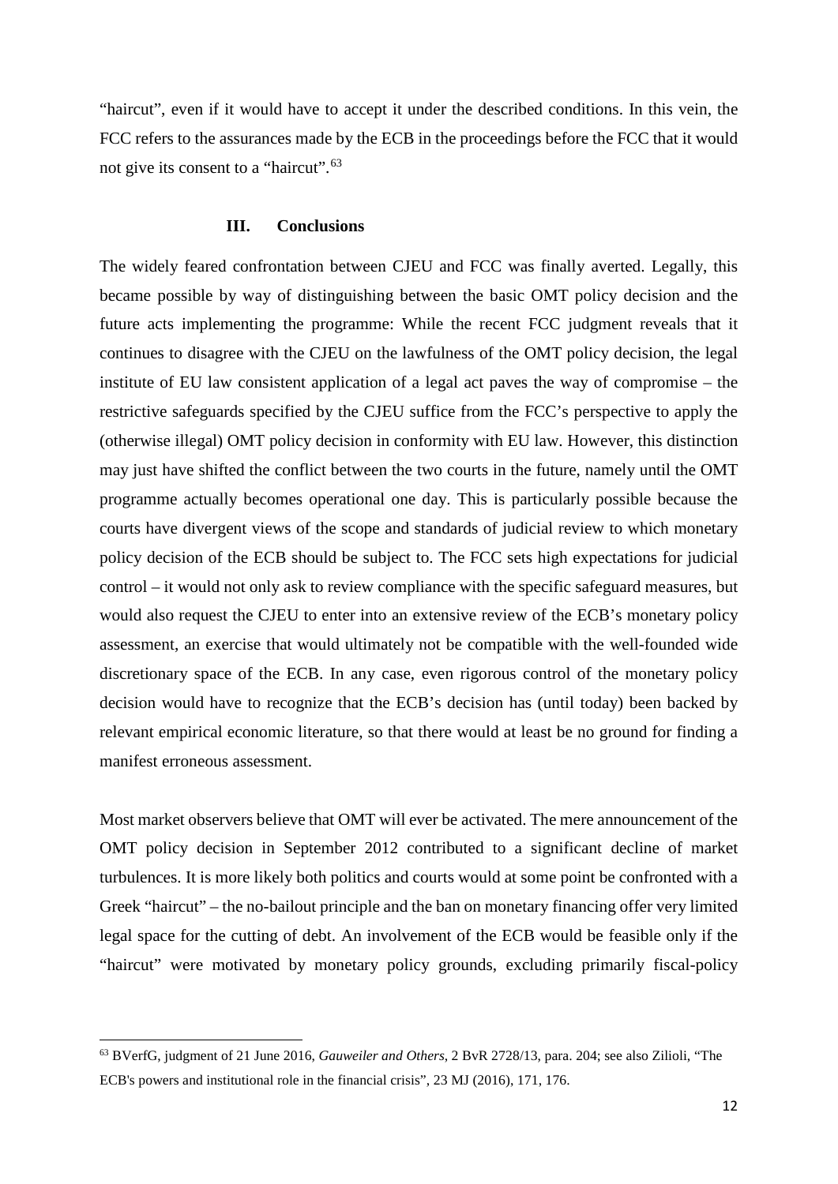"haircut", even if it would have to accept it under the described conditions. In this vein, the FCC refers to the assurances made by the ECB in the proceedings before the FCC that it would not give its consent to a "haircut".[63]

### III. Conclusions

The widely feared confrontation between CJEU and FCC was finally averted. Legally, this became possible by way of distinguishing between the basic OMT policy decision and the future acts implementing the programme: While the recent FCC judgment reveals that it continues to disagree with the CJEU on the lawfulness of the OMT policy decision, the legal institute of EU law consistent application of a legal act paves the way of compromise – the restrictive safeguards specified by the CJEU suffice from the FCC's perspective to apply the (otherwise illegal) OMT policy decision in conformity with EU law. However, this distinction may just have shifted the conflict between the two courts in the future, namely until the OMT programme actually becomes operational one day. This is particularly possible because the courts have divergent views of the scope and standards of judicial review to which monetary policy decision of the ECB should be subject to. The FCC sets high expectations for judicial control – it would not only ask to review compliance with the specific safeguard measures, but would also request the CJEU to enter into an extensive review of the ECB's monetary policy assessment, an exercise that would ultimately not be compatible with the well-founded wide discretionary space of the ECB. In any case, even rigorous control of the monetary policy decision would have to recognize that the ECB's decision has (until today) been backed by relevant empirical economic literature, so that there would at least be no ground for finding a manifest erroneous assessment.

Most market observers believe that OMT will ever be activated. The mere announcement of the OMT policy decision in September 2012 contributed to a significant decline of market turbulences. It is more likely both politics and courts would at some point be confronted with a Greek "haircut" – the no-bailout principle and the ban on monetary financing offer very limited legal space for the cutting of debt. An involvement of the ECB would be feasible only if the "haircut" were motivated by monetary policy grounds, excluding primarily fiscal-policy

[63] BVerfG, judgment of 21 June 2016, *Gauweiler and Others*, 2 BvR 2728/13, para. 204; see also Zilioli, "The ECB's powers and institutional role in the financial crisis", 23 MJ (2016), 171, 176.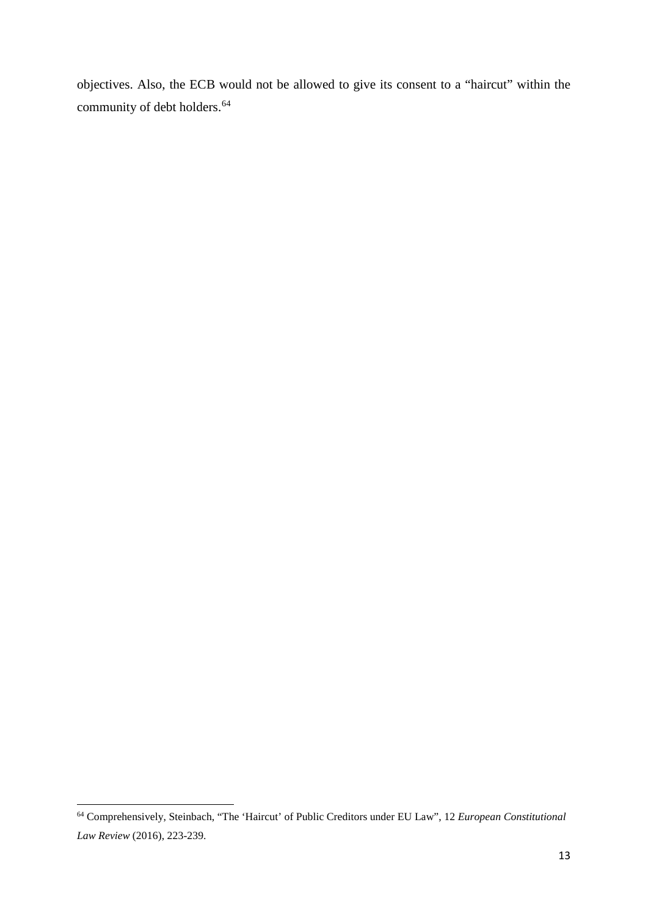objectives. Also, the ECB would not be allowed to give its consent to a "haircut" within the community of debt holders.[64]

[64] Comprehensively, Steinbach, "The 'Haircut' of Public Creditors under EU Law", 12 *European Constitutional Law Review* (2016), 223-239.